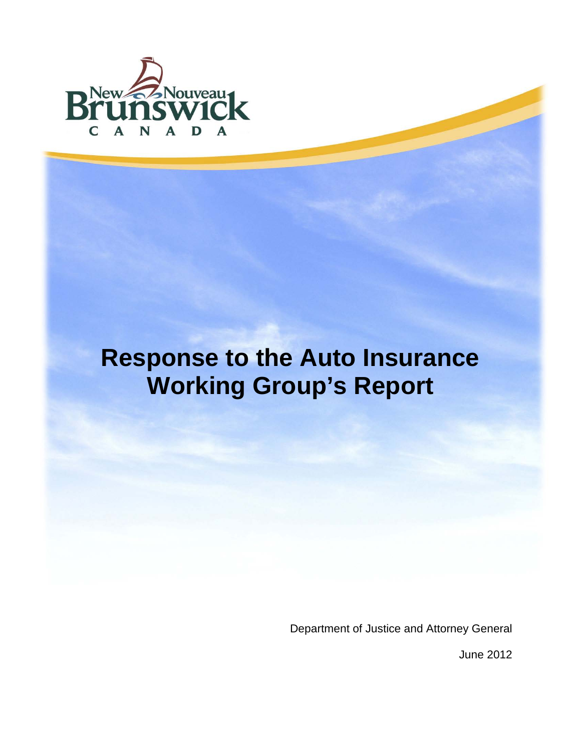New Nouveau Brunswick

C A N A D A

# Response to the Auto Insurance Working Group's Report

Department of Justice and Attorney General

June 2012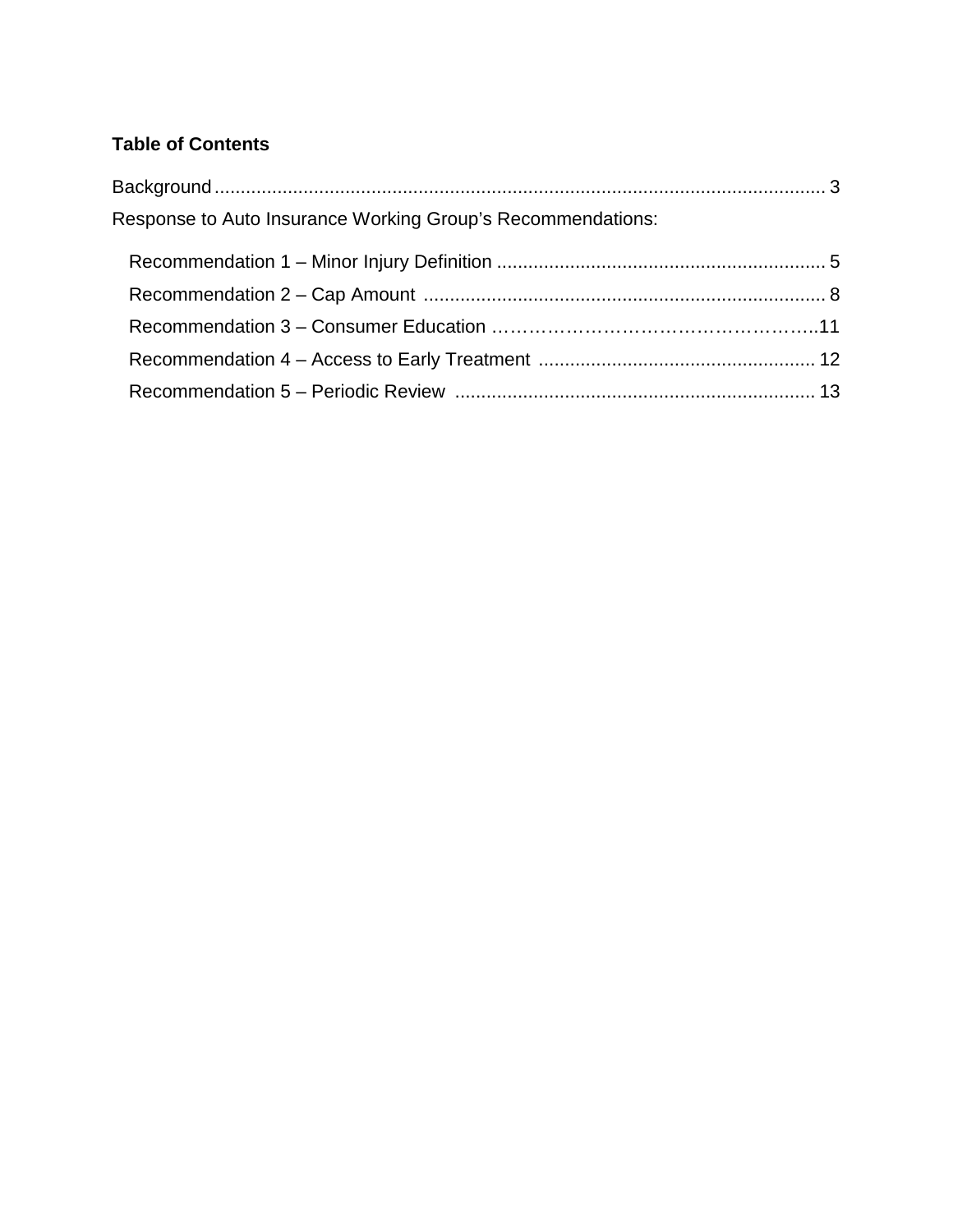**Table of Contents**

Background ..................................................................................................................... 3

Response to Auto Insurance Working Group's Recommendations:

- Recommendation 1 – Minor Injury Definition .............................................................. 5
- Recommendation 2 – Cap Amount ............................................................................ 8
- Recommendation 3 – Consumer Education ……………………………………………..11
- Recommendation 4 – Access to Early Treatment ..................................................... 12
- Recommendation 5 – Periodic Review .................................................................... 13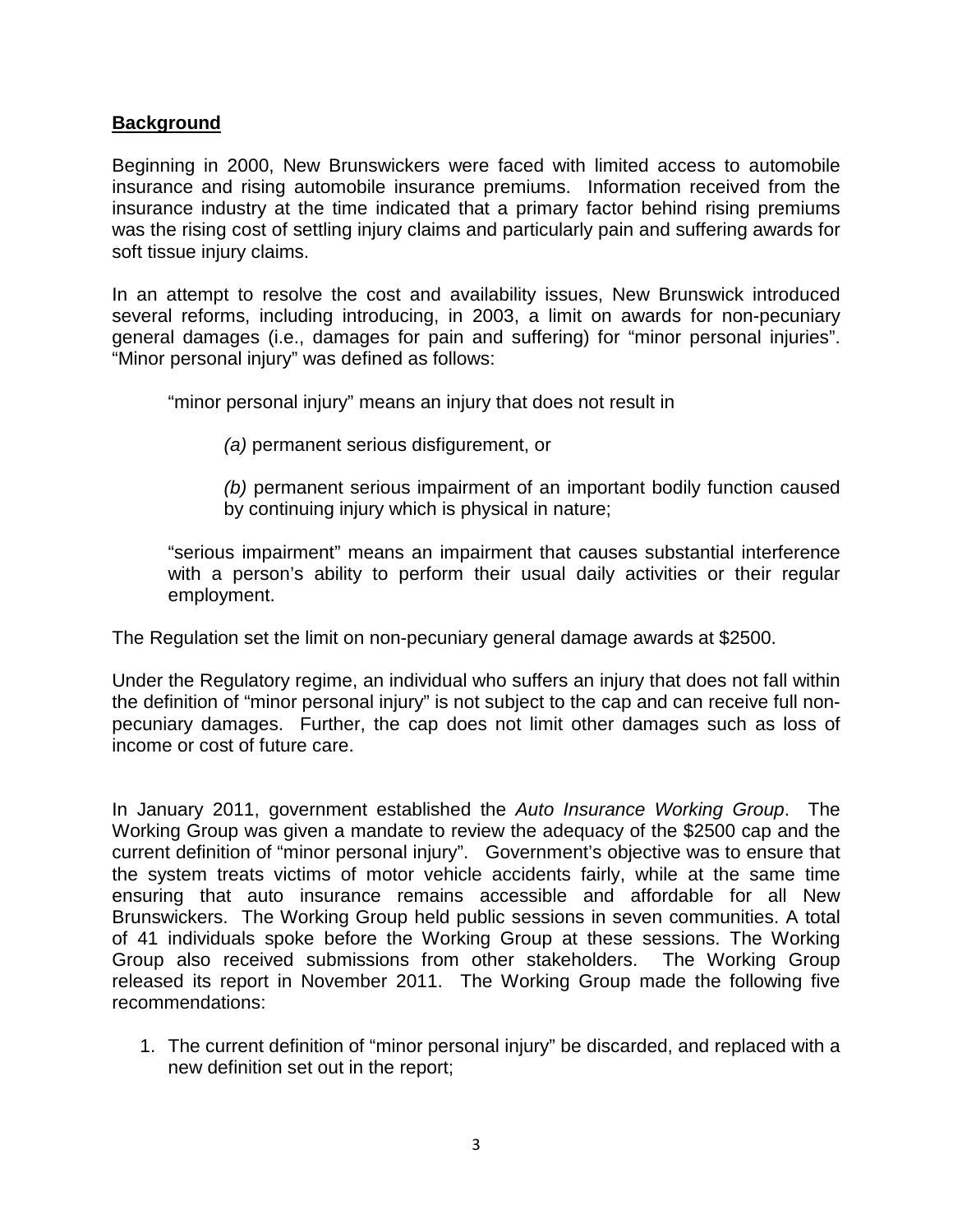## **Background**

Beginning in 2000, New Brunswickers were faced with limited access to automobile insurance and rising automobile insurance premiums. Information received from the insurance industry at the time indicated that a primary factor behind rising premiums was the rising cost of settling injury claims and particularly pain and suffering awards for soft tissue injury claims.

In an attempt to resolve the cost and availability issues, New Brunswick introduced several reforms, including introducing, in 2003, a limit on awards for non-pecuniary general damages (i.e., damages for pain and suffering) for "minor personal injuries". "Minor personal injury" was defined as follows:

> "minor personal injury" means an injury that does not result in
>
> > *(a)* permanent serious disfigurement, or
> >
> > *(b)* permanent serious impairment of an important bodily function caused by continuing injury which is physical in nature;
>
> "serious impairment" means an impairment that causes substantial interference with a person's ability to perform their usual daily activities or their regular employment.

The Regulation set the limit on non-pecuniary general damage awards at $2500.

Under the Regulatory regime, an individual who suffers an injury that does not fall within the definition of "minor personal injury" is not subject to the cap and can receive full non-pecuniary damages. Further, the cap does not limit other damages such as loss of income or cost of future care.

In January 2011, government established the *Auto Insurance Working Group*. The Working Group was given a mandate to review the adequacy of the $2500 cap and the current definition of "minor personal injury". Government's objective was to ensure that the system treats victims of motor vehicle accidents fairly, while at the same time ensuring that auto insurance remains accessible and affordable for all New Brunswickers. The Working Group held public sessions in seven communities. A total of 41 individuals spoke before the Working Group at these sessions. The Working Group also received submissions from other stakeholders. The Working Group released its report in November 2011. The Working Group made the following five recommendations:

1. The current definition of "minor personal injury" be discarded, and replaced with a new definition set out in the report;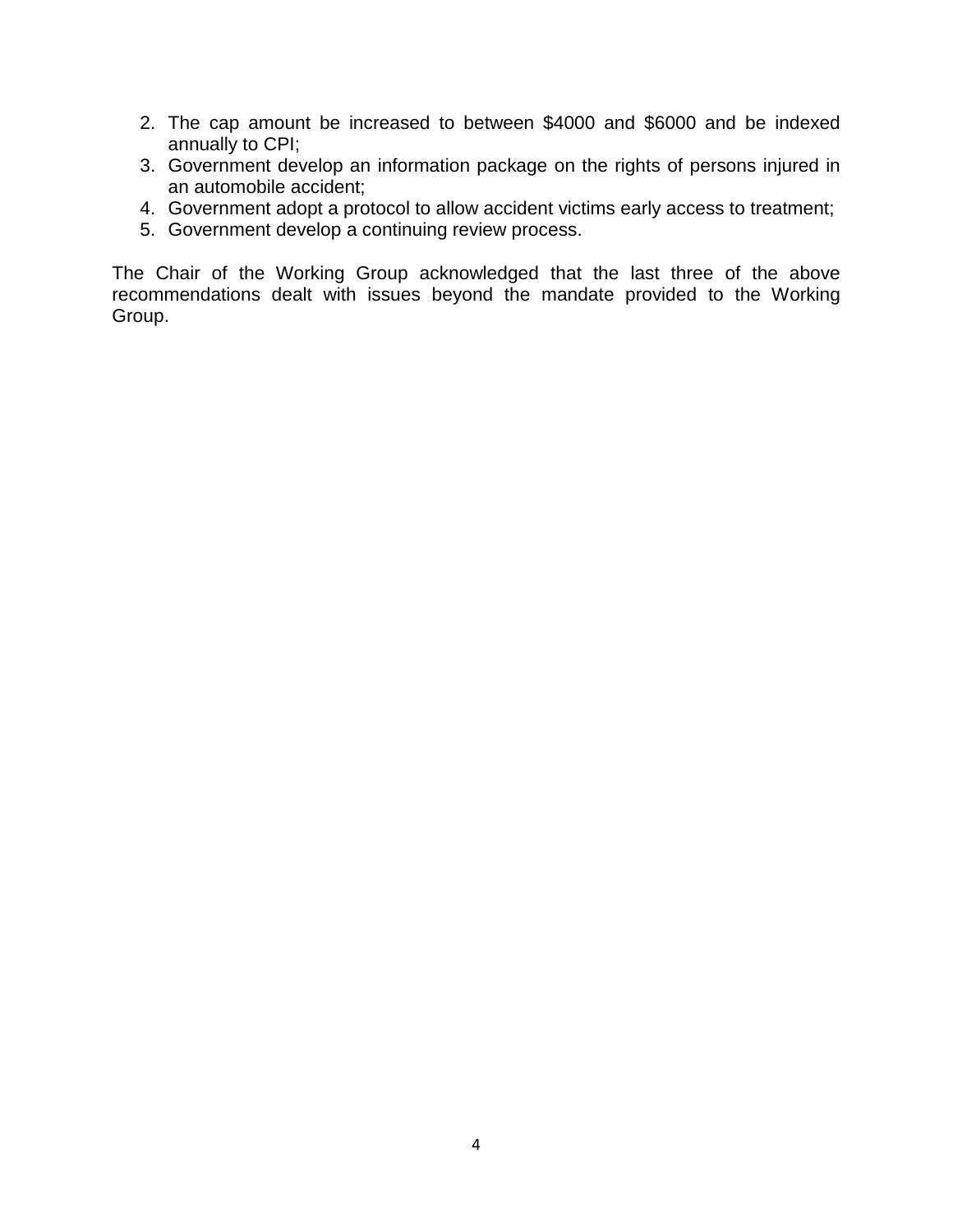2. The cap amount be increased to between $4000 and $6000 and be indexed annually to CPI;
3. Government develop an information package on the rights of persons injured in an automobile accident;
4. Government adopt a protocol to allow accident victims early access to treatment;
5. Government develop a continuing review process.

The Chair of the Working Group acknowledged that the last three of the above recommendations dealt with issues beyond the mandate provided to the Working Group.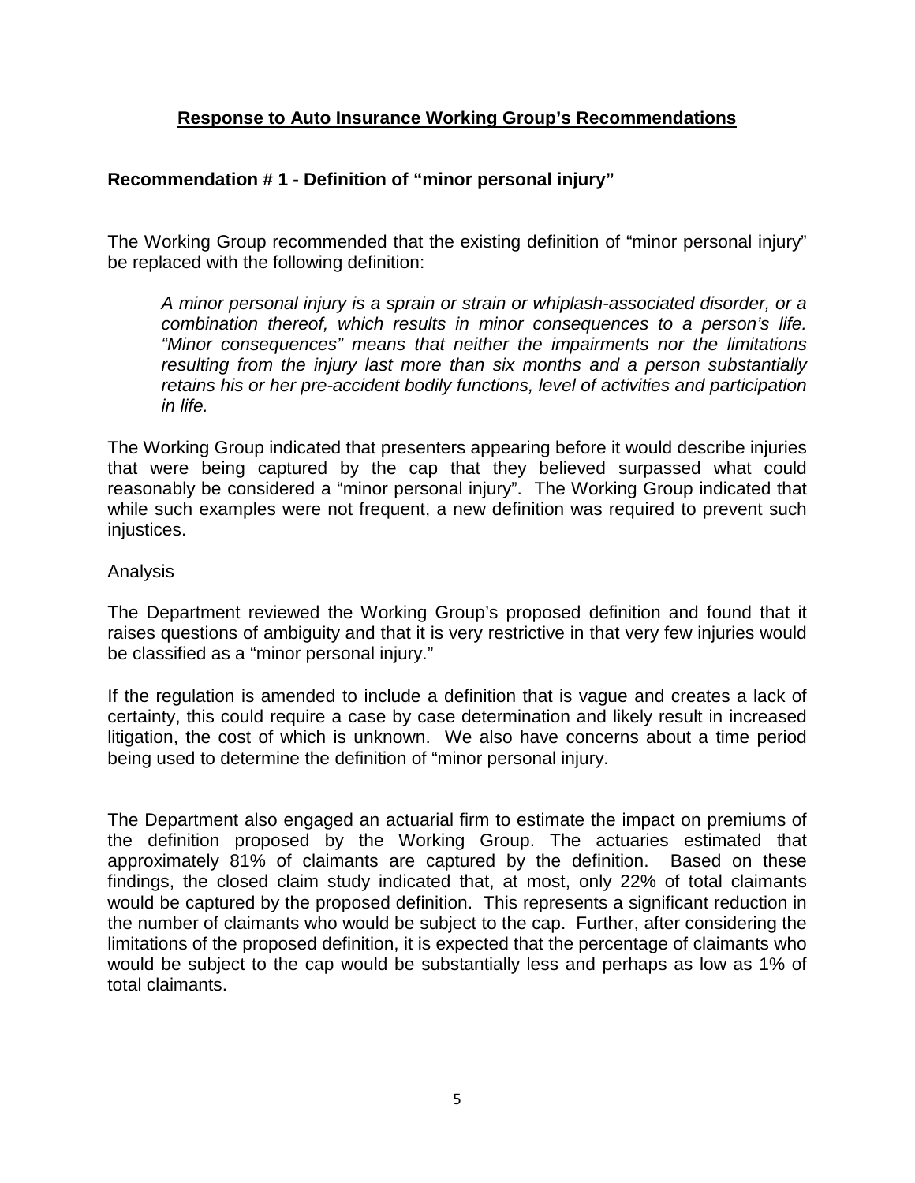## Response to Auto Insurance Working Group's Recommendations

### Recommendation # 1 - Definition of "minor personal injury"

The Working Group recommended that the existing definition of "minor personal injury" be replaced with the following definition:

> *A minor personal injury is a sprain or strain or whiplash-associated disorder, or a combination thereof, which results in minor consequences to a person's life. "Minor consequences" means that neither the impairments nor the limitations resulting from the injury last more than six months and a person substantially retains his or her pre-accident bodily functions, level of activities and participation in life.*

The Working Group indicated that presenters appearing before it would describe injuries that were being captured by the cap that they believed surpassed what could reasonably be considered a "minor personal injury". The Working Group indicated that while such examples were not frequent, a new definition was required to prevent such injustices.

Analysis

The Department reviewed the Working Group's proposed definition and found that it raises questions of ambiguity and that it is very restrictive in that very few injuries would be classified as a "minor personal injury."

If the regulation is amended to include a definition that is vague and creates a lack of certainty, this could require a case by case determination and likely result in increased litigation, the cost of which is unknown. We also have concerns about a time period being used to determine the definition of "minor personal injury.

The Department also engaged an actuarial firm to estimate the impact on premiums of the definition proposed by the Working Group. The actuaries estimated that approximately 81% of claimants are captured by the definition. Based on these findings, the closed claim study indicated that, at most, only 22% of total claimants would be captured by the proposed definition. This represents a significant reduction in the number of claimants who would be subject to the cap. Further, after considering the limitations of the proposed definition, it is expected that the percentage of claimants who would be subject to the cap would be substantially less and perhaps as low as 1% of total claimants.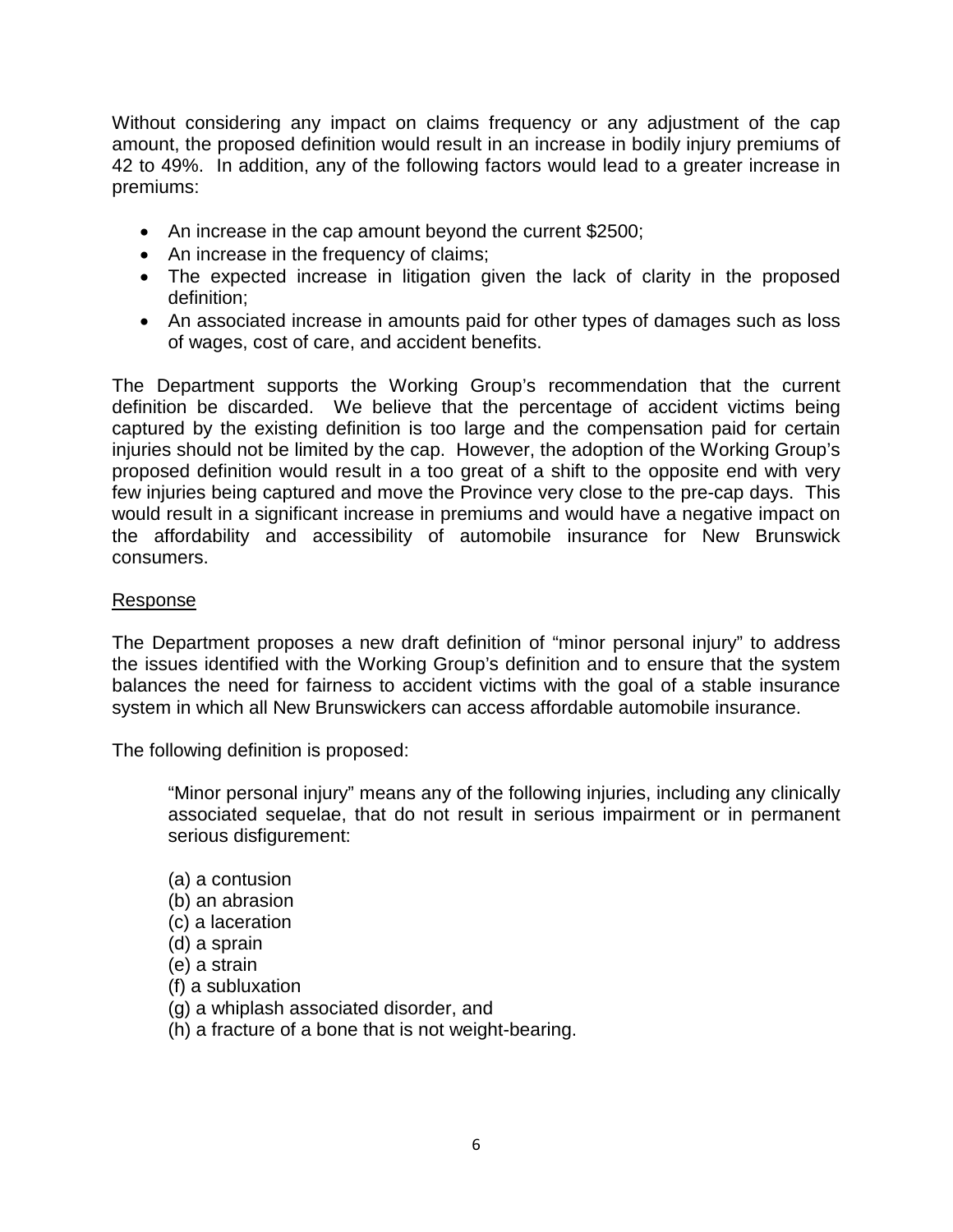Without considering any impact on claims frequency or any adjustment of the cap amount, the proposed definition would result in an increase in bodily injury premiums of 42 to 49%. In addition, any of the following factors would lead to a greater increase in premiums:

- An increase in the cap amount beyond the current $2500;
- An increase in the frequency of claims;
- The expected increase in litigation given the lack of clarity in the proposed definition;
- An associated increase in amounts paid for other types of damages such as loss of wages, cost of care, and accident benefits.

The Department supports the Working Group's recommendation that the current definition be discarded. We believe that the percentage of accident victims being captured by the existing definition is too large and the compensation paid for certain injuries should not be limited by the cap. However, the adoption of the Working Group's proposed definition would result in a too great of a shift to the opposite end with very few injuries being captured and move the Province very close to the pre-cap days. This would result in a significant increase in premiums and would have a negative impact on the affordability and accessibility of automobile insurance for New Brunswick consumers.

<u>Response</u>

The Department proposes a new draft definition of "minor personal injury" to address the issues identified with the Working Group's definition and to ensure that the system balances the need for fairness to accident victims with the goal of a stable insurance system in which all New Brunswickers can access affordable automobile insurance.

The following definition is proposed:

> "Minor personal injury" means any of the following injuries, including any clinically associated sequelae, that do not result in serious impairment or in permanent serious disfigurement:
>
> (a) a contusion
> (b) an abrasion
> (c) a laceration
> (d) a sprain
> (e) a strain
> (f) a subluxation
> (g) a whiplash associated disorder, and
> (h) a fracture of a bone that is not weight-bearing.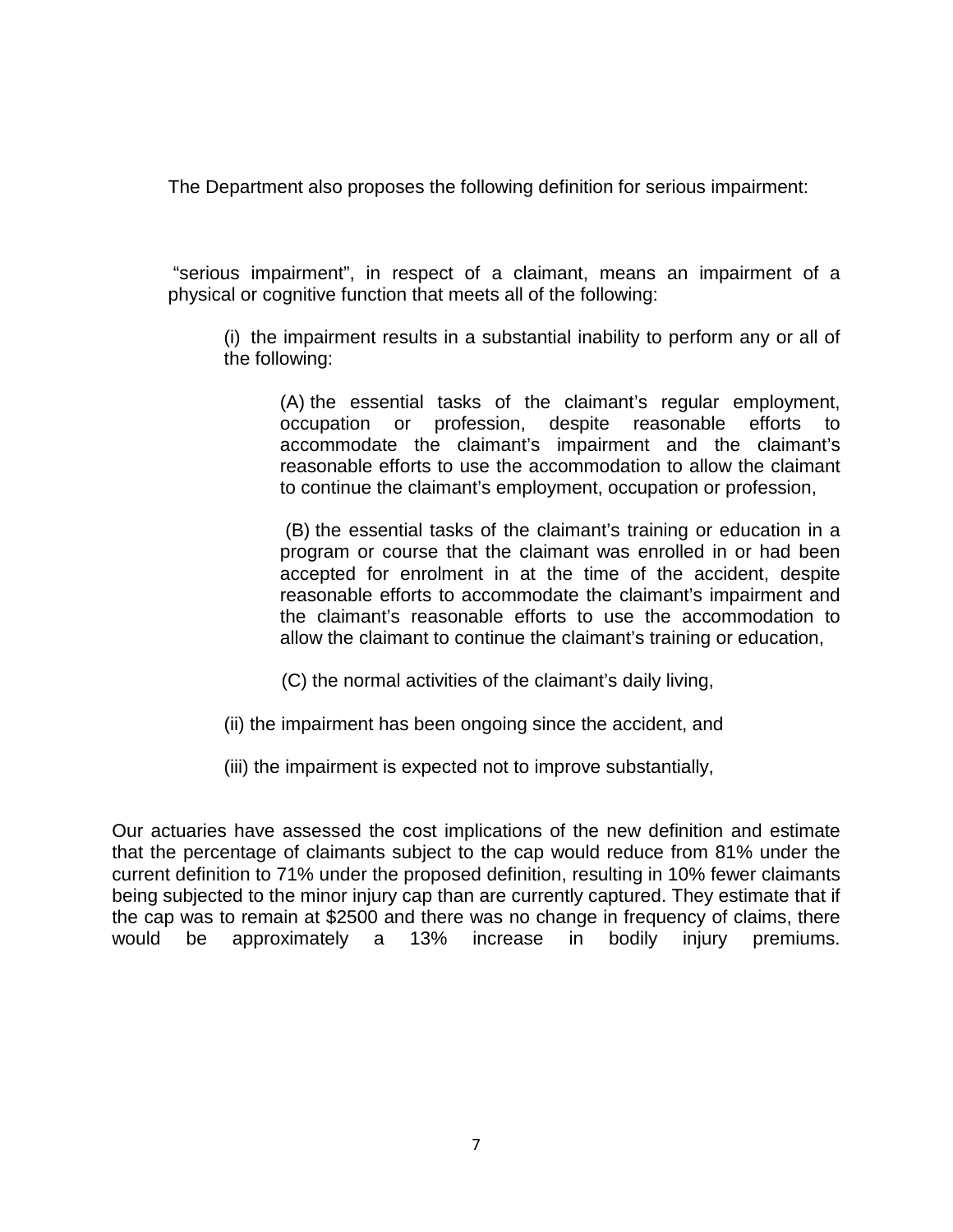The Department also proposes the following definition for serious impairment:

"serious impairment", in respect of a claimant, means an impairment of a physical or cognitive function that meets all of the following:

> (i) the impairment results in a substantial inability to perform any or all of the following:
>
> > (A) the essential tasks of the claimant's regular employment, occupation or profession, despite reasonable efforts to accommodate the claimant's impairment and the claimant's reasonable efforts to use the accommodation to allow the claimant to continue the claimant's employment, occupation or profession,
> >
> > (B) the essential tasks of the claimant's training or education in a program or course that the claimant was enrolled in or had been accepted for enrolment in at the time of the accident, despite reasonable efforts to accommodate the claimant's impairment and the claimant's reasonable efforts to use the accommodation to allow the claimant to continue the claimant's training or education,
> >
> > (C) the normal activities of the claimant's daily living,
>
> (ii) the impairment has been ongoing since the accident, and
>
> (iii) the impairment is expected not to improve substantially,

Our actuaries have assessed the cost implications of the new definition and estimate that the percentage of claimants subject to the cap would reduce from 81% under the current definition to 71% under the proposed definition, resulting in 10% fewer claimants being subjected to the minor injury cap than are currently captured. They estimate that if the cap was to remain at $2500 and there was no change in frequency of claims, there would be approximately a 13% increase in bodily injury premiums.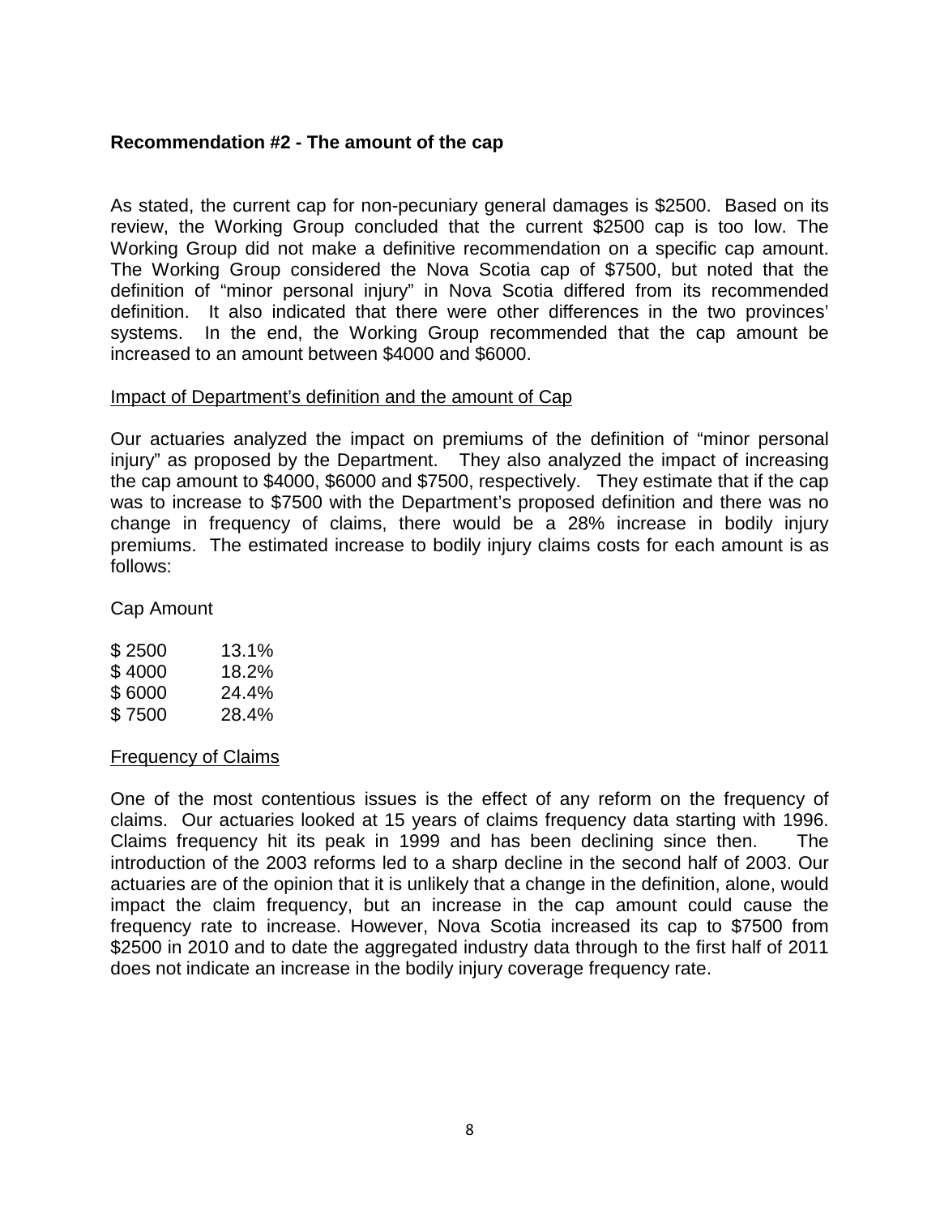### Recommendation #2 - The amount of the cap

As stated, the current cap for non-pecuniary general damages is $2500. Based on its review, the Working Group concluded that the current $2500 cap is too low. The Working Group did not make a definitive recommendation on a specific cap amount. The Working Group considered the Nova Scotia cap of $7500, but noted that the definition of "minor personal injury" in Nova Scotia differed from its recommended definition. It also indicated that there were other differences in the two provinces' systems. In the end, the Working Group recommended that the cap amount be increased to an amount between $4000 and $6000.

Impact of Department's definition and the amount of Cap

Our actuaries analyzed the impact on premiums of the definition of "minor personal injury" as proposed by the Department. They also analyzed the impact of increasing the cap amount to $4000, $6000 and $7500, respectively. They estimate that if the cap was to increase to $7500 with the Department's proposed definition and there was no change in frequency of claims, there would be a 28% increase in bodily injury premiums. The estimated increase to bodily injury claims costs for each amount is as follows:

| Cap Amount | |
|---|---|
| $ 2500 | 13.1% |
| $ 4000 | 18.2% |
| $ 6000 | 24.4% |
| $ 7500 | 28.4% |

Frequency of Claims

One of the most contentious issues is the effect of any reform on the frequency of claims. Our actuaries looked at 15 years of claims frequency data starting with 1996. Claims frequency hit its peak in 1999 and has been declining since then. The introduction of the 2003 reforms led to a sharp decline in the second half of 2003. Our actuaries are of the opinion that it is unlikely that a change in the definition, alone, would impact the claim frequency, but an increase in the cap amount could cause the frequency rate to increase. However, Nova Scotia increased its cap to $7500 from $2500 in 2010 and to date the aggregated industry data through to the first half of 2011 does not indicate an increase in the bodily injury coverage frequency rate.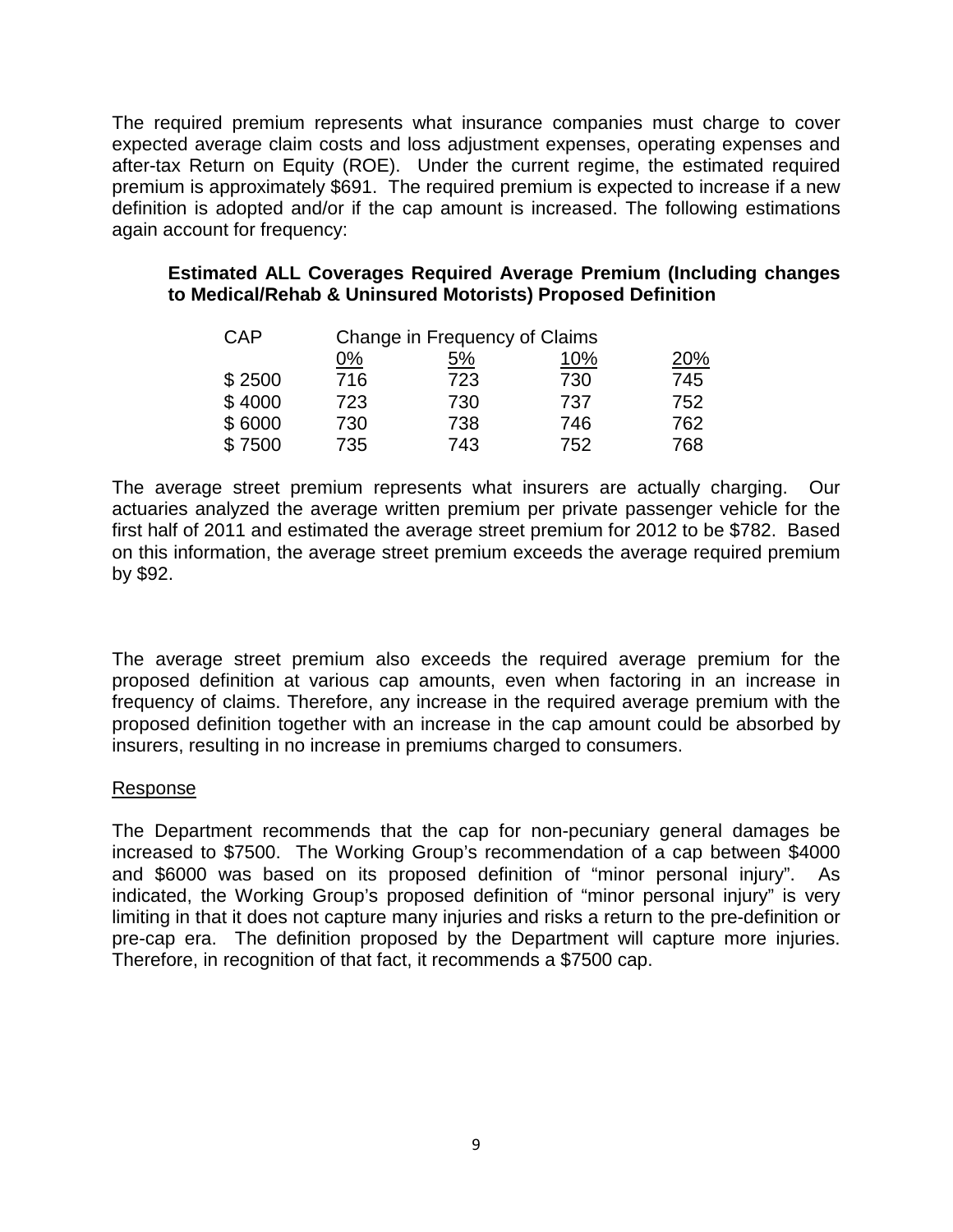The required premium represents what insurance companies must charge to cover expected average claim costs and loss adjustment expenses, operating expenses and after-tax Return on Equity (ROE). Under the current regime, the estimated required premium is approximately $691. The required premium is expected to increase if a new definition is adopted and/or if the cap amount is increased. The following estimations again account for frequency:

**Estimated ALL Coverages Required Average Premium (Including changes to Medical/Rehab & Uninsured Motorists) Proposed Definition**

| CAP | Change in Frequency of Claims | | | |
|---|---|---|---|---|
| | 0% | 5% | 10% | 20% |
| $ 2500 | 716 | 723 | 730 | 745 |
| $ 4000 | 723 | 730 | 737 | 752 |
| $ 6000 | 730 | 738 | 746 | 762 |
| $ 7500 | 735 | 743 | 752 | 768 |

The average street premium represents what insurers are actually charging. Our actuaries analyzed the average written premium per private passenger vehicle for the first half of 2011 and estimated the average street premium for 2012 to be $782. Based on this information, the average street premium exceeds the average required premium by $92.

The average street premium also exceeds the required average premium for the proposed definition at various cap amounts, even when factoring in an increase in frequency of claims. Therefore, any increase in the required average premium with the proposed definition together with an increase in the cap amount could be absorbed by insurers, resulting in no increase in premiums charged to consumers.

Response

The Department recommends that the cap for non-pecuniary general damages be increased to $7500. The Working Group's recommendation of a cap between $4000 and $6000 was based on its proposed definition of "minor personal injury". As indicated, the Working Group's proposed definition of "minor personal injury" is very limiting in that it does not capture many injuries and risks a return to the pre-definition or pre-cap era. The definition proposed by the Department will capture more injuries. Therefore, in recognition of that fact, it recommends a $7500 cap.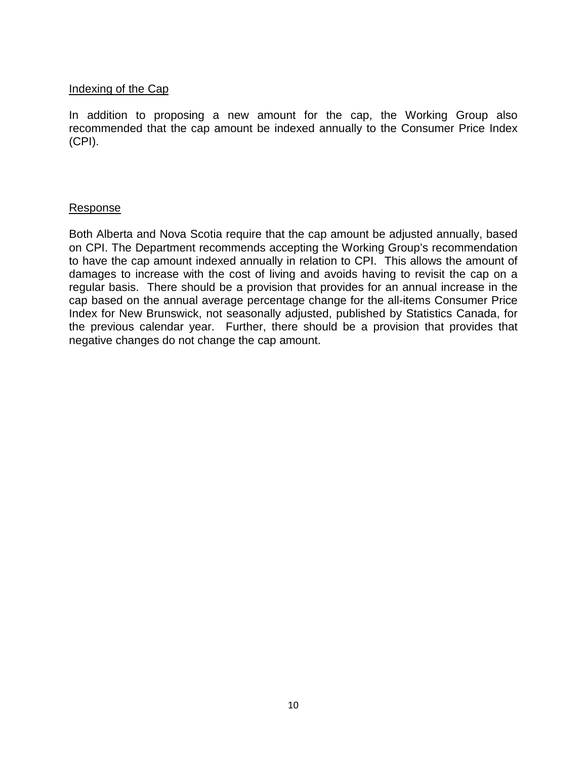## Indexing of the Cap

In addition to proposing a new amount for the cap, the Working Group also recommended that the cap amount be indexed annually to the Consumer Price Index (CPI).

## Response

Both Alberta and Nova Scotia require that the cap amount be adjusted annually, based on CPI. The Department recommends accepting the Working Group's recommendation to have the cap amount indexed annually in relation to CPI. This allows the amount of damages to increase with the cost of living and avoids having to revisit the cap on a regular basis. There should be a provision that provides for an annual increase in the cap based on the annual average percentage change for the all-items Consumer Price Index for New Brunswick, not seasonally adjusted, published by Statistics Canada, for the previous calendar year. Further, there should be a provision that provides that negative changes do not change the cap amount.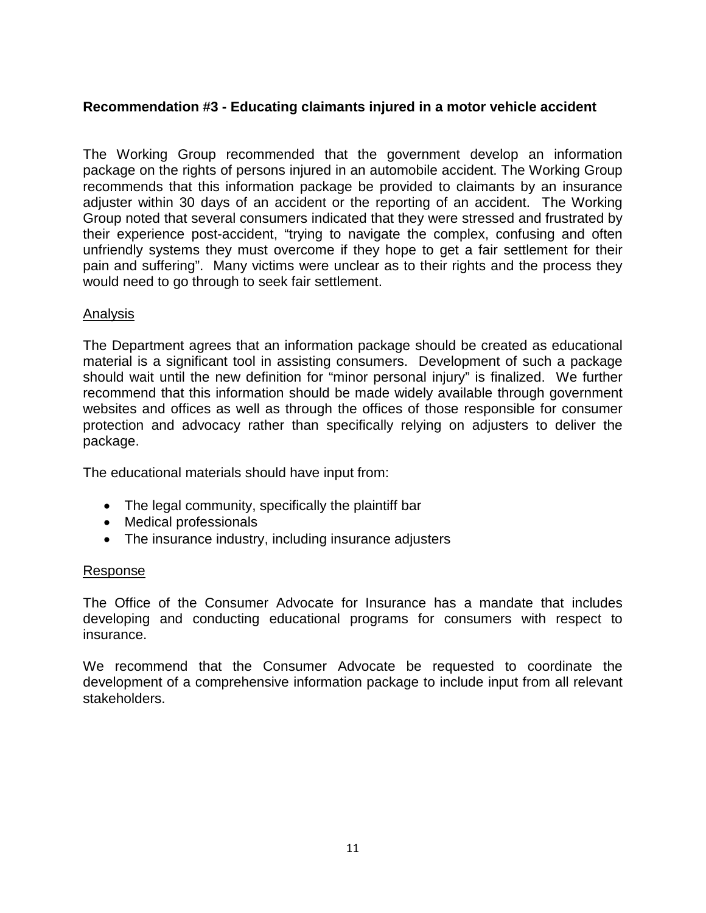## Recommendation #3 - Educating claimants injured in a motor vehicle accident

The Working Group recommended that the government develop an information package on the rights of persons injured in an automobile accident. The Working Group recommends that this information package be provided to claimants by an insurance adjuster within 30 days of an accident or the reporting of an accident. The Working Group noted that several consumers indicated that they were stressed and frustrated by their experience post-accident, "trying to navigate the complex, confusing and often unfriendly systems they must overcome if they hope to get a fair settlement for their pain and suffering". Many victims were unclear as to their rights and the process they would need to go through to seek fair settlement.

### Analysis

The Department agrees that an information package should be created as educational material is a significant tool in assisting consumers. Development of such a package should wait until the new definition for "minor personal injury" is finalized. We further recommend that this information should be made widely available through government websites and offices as well as through the offices of those responsible for consumer protection and advocacy rather than specifically relying on adjusters to deliver the package.

The educational materials should have input from:

- The legal community, specifically the plaintiff bar
- Medical professionals
- The insurance industry, including insurance adjusters

### Response

The Office of the Consumer Advocate for Insurance has a mandate that includes developing and conducting educational programs for consumers with respect to insurance.

We recommend that the Consumer Advocate be requested to coordinate the development of a comprehensive information package to include input from all relevant stakeholders.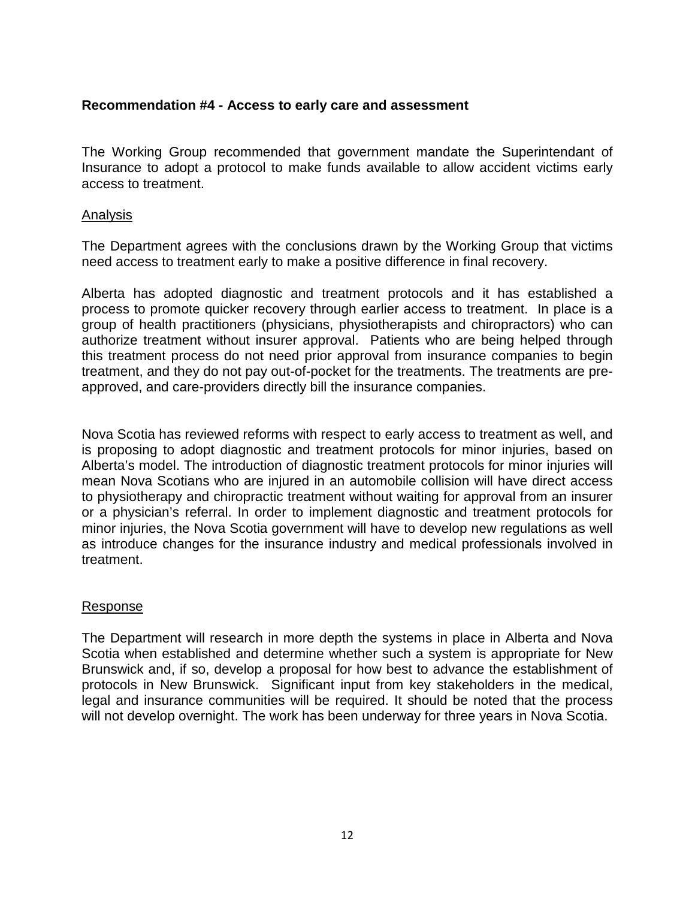### **Recommendation #4 - Access to early care and assessment**

The Working Group recommended that government mandate the Superintendant of Insurance to adopt a protocol to make funds available to allow accident victims early access to treatment.

Analysis

The Department agrees with the conclusions drawn by the Working Group that victims need access to treatment early to make a positive difference in final recovery.

Alberta has adopted diagnostic and treatment protocols and it has established a process to promote quicker recovery through earlier access to treatment. In place is a group of health practitioners (physicians, physiotherapists and chiropractors) who can authorize treatment without insurer approval. Patients who are being helped through this treatment process do not need prior approval from insurance companies to begin treatment, and they do not pay out-of-pocket for the treatments. The treatments are pre-approved, and care-providers directly bill the insurance companies.

Nova Scotia has reviewed reforms with respect to early access to treatment as well, and is proposing to adopt diagnostic and treatment protocols for minor injuries, based on Alberta's model. The introduction of diagnostic treatment protocols for minor injuries will mean Nova Scotians who are injured in an automobile collision will have direct access to physiotherapy and chiropractic treatment without waiting for approval from an insurer or a physician's referral. In order to implement diagnostic and treatment protocols for minor injuries, the Nova Scotia government will have to develop new regulations as well as introduce changes for the insurance industry and medical professionals involved in treatment.

Response

The Department will research in more depth the systems in place in Alberta and Nova Scotia when established and determine whether such a system is appropriate for New Brunswick and, if so, develop a proposal for how best to advance the establishment of protocols in New Brunswick. Significant input from key stakeholders in the medical, legal and insurance communities will be required. It should be noted that the process will not develop overnight. The work has been underway for three years in Nova Scotia.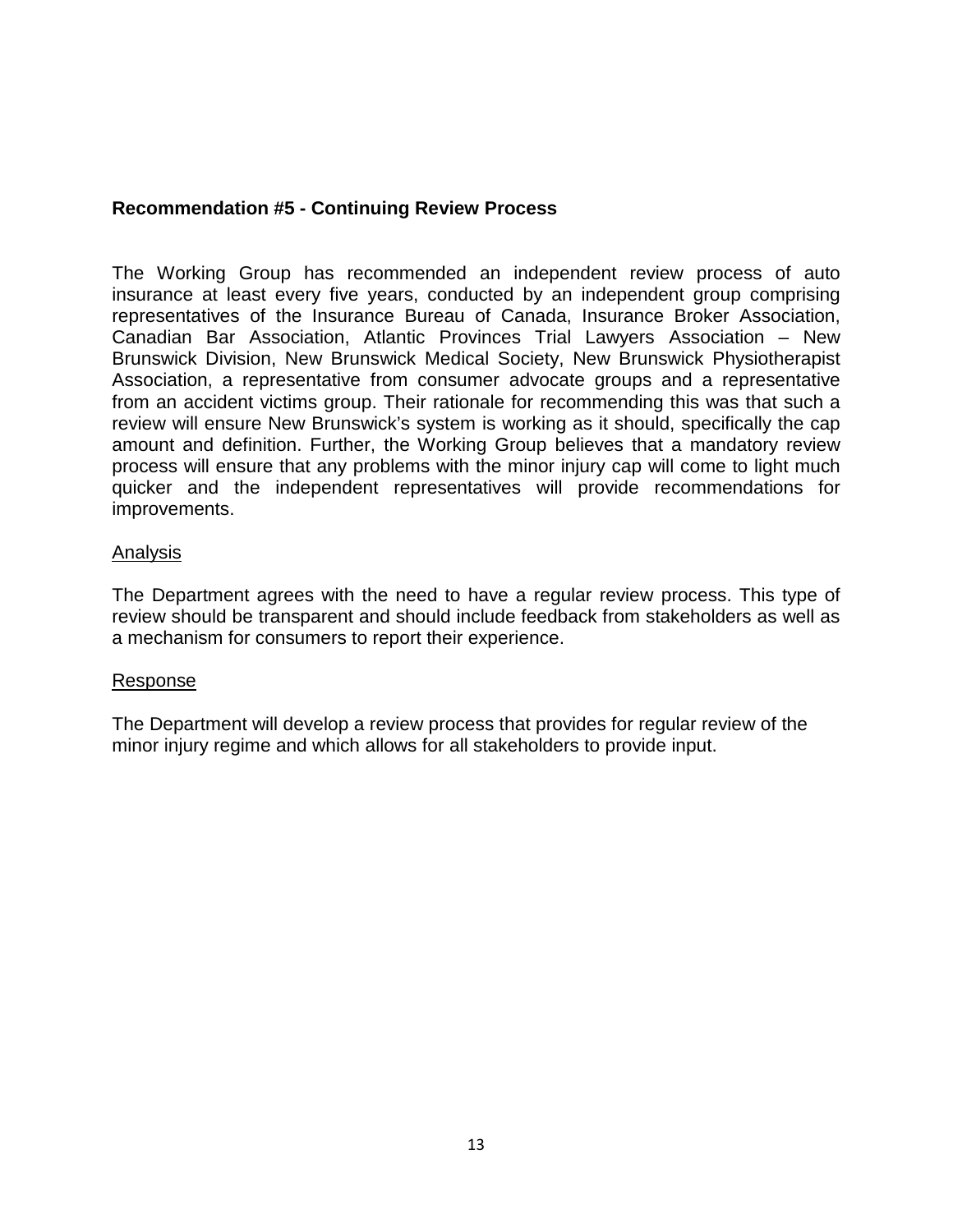**Recommendation #5 - Continuing Review Process**

The Working Group has recommended an independent review process of auto insurance at least every five years, conducted by an independent group comprising representatives of the Insurance Bureau of Canada, Insurance Broker Association, Canadian Bar Association, Atlantic Provinces Trial Lawyers Association – New Brunswick Division, New Brunswick Medical Society, New Brunswick Physiotherapist Association, a representative from consumer advocate groups and a representative from an accident victims group. Their rationale for recommending this was that such a review will ensure New Brunswick's system is working as it should, specifically the cap amount and definition. Further, the Working Group believes that a mandatory review process will ensure that any problems with the minor injury cap will come to light much quicker and the independent representatives will provide recommendations for improvements.

Analysis

The Department agrees with the need to have a regular review process. This type of review should be transparent and should include feedback from stakeholders as well as a mechanism for consumers to report their experience.

Response

The Department will develop a review process that provides for regular review of the minor injury regime and which allows for all stakeholders to provide input.